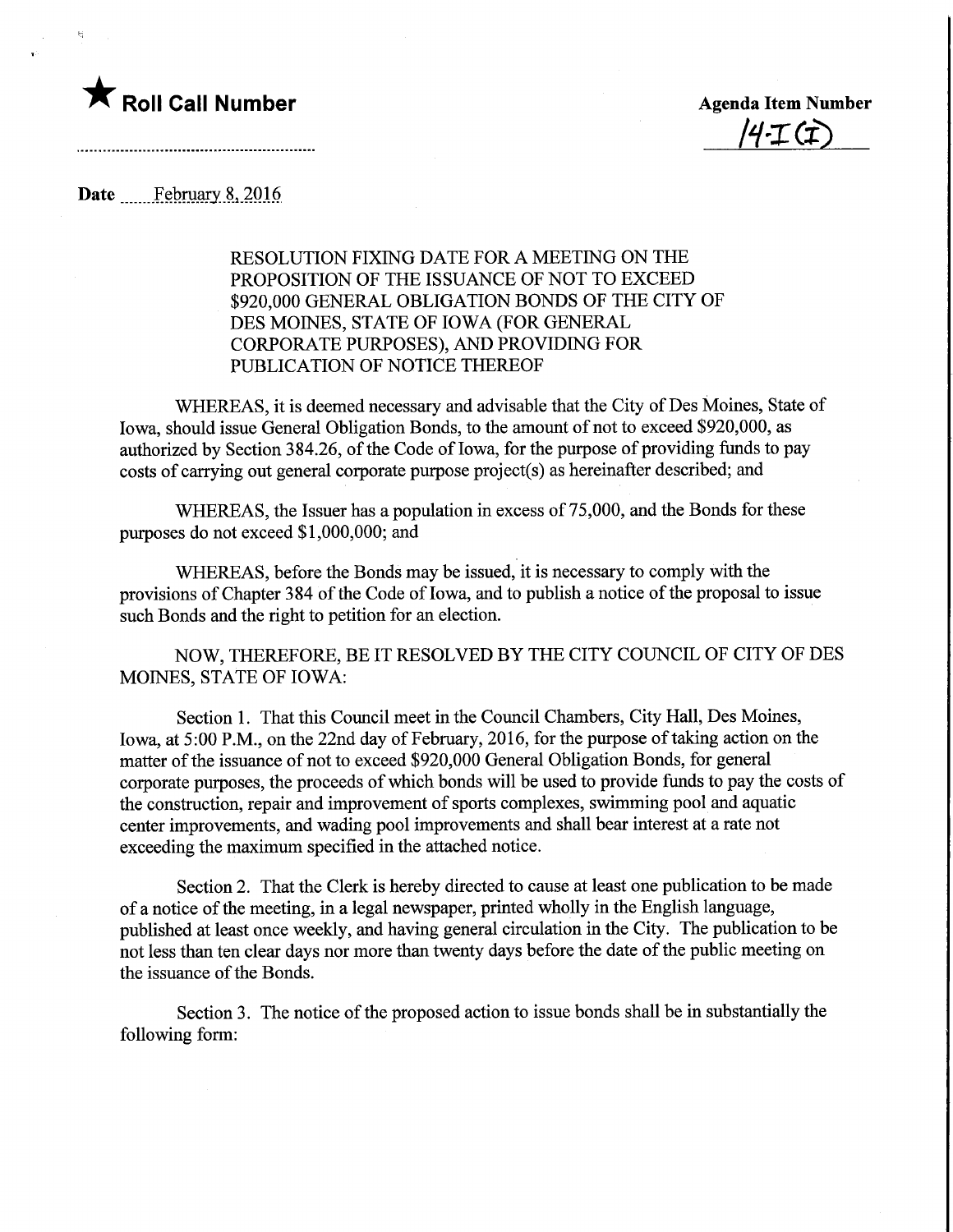★ **Roll Call Number**

**Agenda Item Number**

14-I (I)

..........................................................

**Date** February 8, 2016

RESOLUTION FIXING DATE FOR A MEETING ON THE PROPOSITION OF THE ISSUANCE OF NOT TO EXCEED $920,000 GENERAL OBLIGATION BONDS OF THE CITY OF DES MOINES, STATE OF IOWA (FOR GENERAL CORPORATE PURPOSES), AND PROVIDING FOR PUBLICATION OF NOTICE THEREOF

WHEREAS, it is deemed necessary and advisable that the City of Des Moines, State of Iowa, should issue General Obligation Bonds, to the amount of not to exceed $920,000, as authorized by Section 384.26, of the Code of Iowa, for the purpose of providing funds to pay costs of carrying out general corporate purpose project(s) as hereinafter described; and

WHEREAS, the Issuer has a population in excess of 75,000, and the Bonds for these purposes do not exceed $1,000,000; and

WHEREAS, before the Bonds may be issued, it is necessary to comply with the provisions of Chapter 384 of the Code of Iowa, and to publish a notice of the proposal to issue such Bonds and the right to petition for an election.

NOW, THEREFORE, BE IT RESOLVED BY THE CITY COUNCIL OF CITY OF DES MOINES, STATE OF IOWA:

Section 1. That this Council meet in the Council Chambers, City Hall, Des Moines, Iowa, at 5:00 P.M., on the 22nd day of February, 2016, for the purpose of taking action on the matter of the issuance of not to exceed $920,000 General Obligation Bonds, for general corporate purposes, the proceeds of which bonds will be used to provide funds to pay the costs of the construction, repair and improvement of sports complexes, swimming pool and aquatic center improvements, and wading pool improvements and shall bear interest at a rate not exceeding the maximum specified in the attached notice.

Section 2. That the Clerk is hereby directed to cause at least one publication to be made of a notice of the meeting, in a legal newspaper, printed wholly in the English language, published at least once weekly, and having general circulation in the City. The publication to be not less than ten clear days nor more than twenty days before the date of the public meeting on the issuance of the Bonds.

Section 3. The notice of the proposed action to issue bonds shall be in substantially the following form: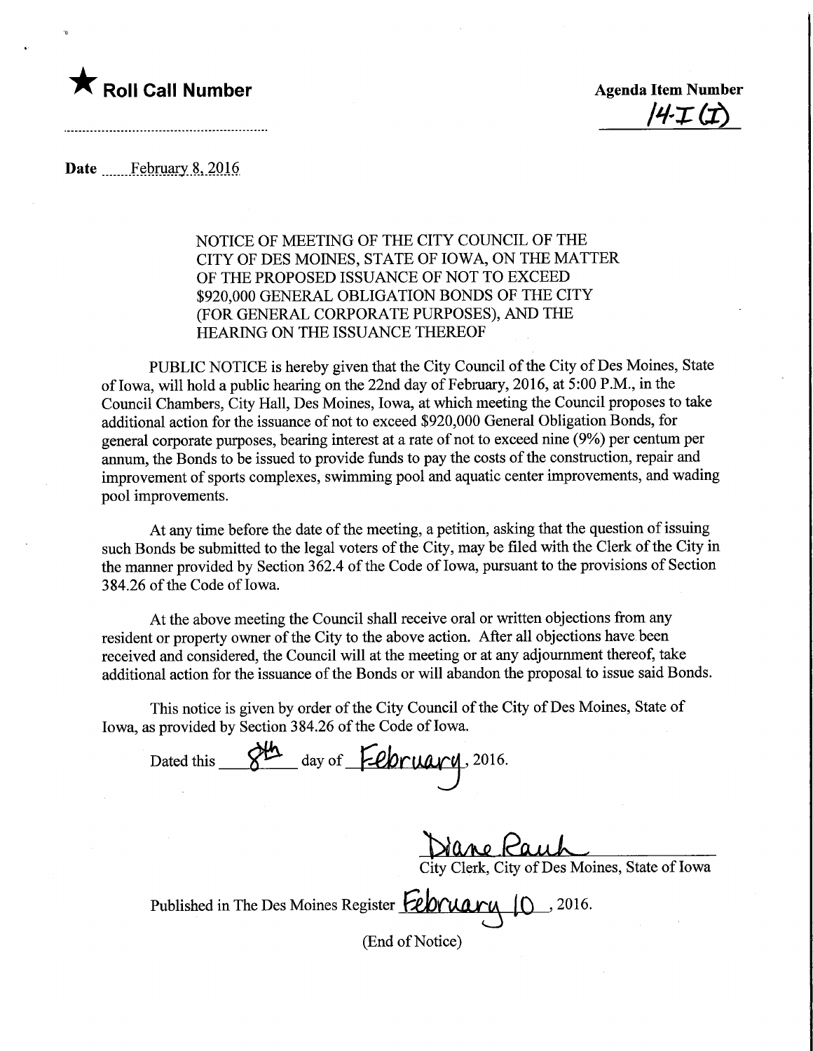★ **Roll Call Number**

**Agenda Item Number**
14-I (I)

**Date** February 8, 2016

NOTICE OF MEETING OF THE CITY COUNCIL OF THE CITY OF DES MOINES, STATE OF IOWA, ON THE MATTER OF THE PROPOSED ISSUANCE OF NOT TO EXCEED $920,000 GENERAL OBLIGATION BONDS OF THE CITY (FOR GENERAL CORPORATE PURPOSES), AND THE HEARING ON THE ISSUANCE THEREOF

PUBLIC NOTICE is hereby given that the City Council of the City of Des Moines, State of Iowa, will hold a public hearing on the 22nd day of February, 2016, at 5:00 P.M., in the Council Chambers, City Hall, Des Moines, Iowa, at which meeting the Council proposes to take additional action for the issuance of not to exceed $920,000 General Obligation Bonds, for general corporate purposes, bearing interest at a rate of not to exceed nine (9%) per centum per annum, the Bonds to be issued to provide funds to pay the costs of the construction, repair and improvement of sports complexes, swimming pool and aquatic center improvements, and wading pool improvements.

At any time before the date of the meeting, a petition, asking that the question of issuing such Bonds be submitted to the legal voters of the City, may be filed with the Clerk of the City in the manner provided by Section 362.4 of the Code of Iowa, pursuant to the provisions of Section 384.26 of the Code of Iowa.

At the above meeting the Council shall receive oral or written objections from any resident or property owner of the City to the above action. After all objections have been received and considered, the Council will at the meeting or at any adjournment thereof, take additional action for the issuance of the Bonds or will abandon the proposal to issue said Bonds.

This notice is given by order of the City Council of the City of Des Moines, State of Iowa, as provided by Section 384.26 of the Code of Iowa.

Dated this 8th day of February, 2016.

Diane Rauh
City Clerk, City of Des Moines, State of Iowa

Published in The Des Moines Register February 10, 2016.

(End of Notice)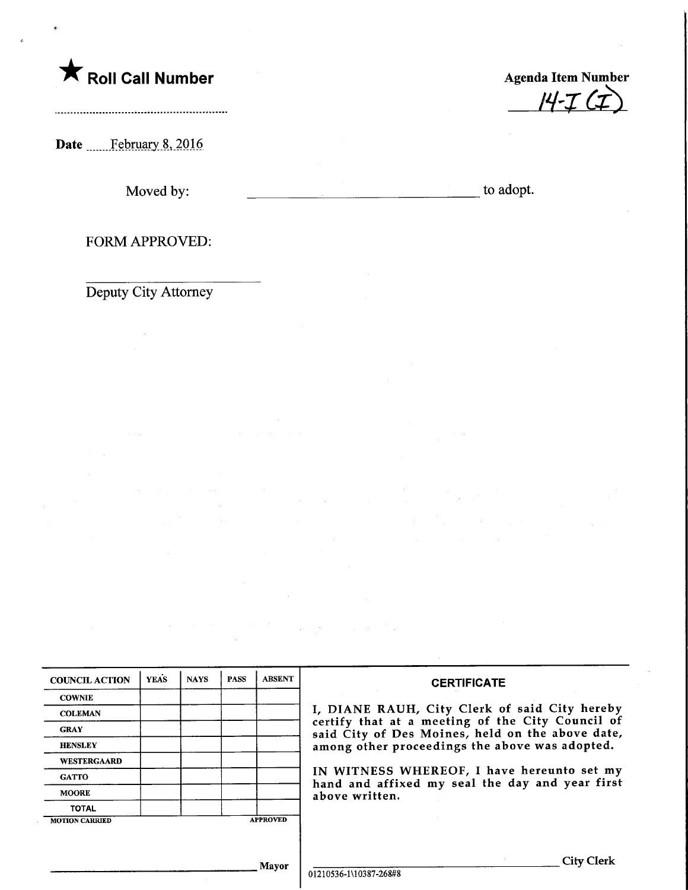★ **Roll Call Number**

..............................................................

**Agenda Item Number**

14-I (I)

**Date** February 8, 2016

Moved by: ________________________________ to adopt.

FORM APPROVED:

____________________________

Deputy City Attorney

| COUNCIL ACTION | YEAS | NAYS | PASS | ABSENT |
|---|---|---|---|---|
| COWNIE | | | | |
| COLEMAN | | | | |
| GRAY | | | | |
| HENSLEY | | | | |
| WESTERGAARD | | | | |
| GATTO | | | | |
| MOORE | | | | |
| TOTAL | | | | |

MOTION CARRIED APPROVED

______________________________ Mayor

**CERTIFICATE**

I, DIANE RAUH, City Clerk of said City hereby certify that at a meeting of the City Council of said City of Des Moines, held on the above date, among other proceedings the above was adopted.

IN WITNESS WHEREOF, I have hereunto set my hand and affixed my seal the day and year first above written.

______________________________ City Clerk

01210536-1\10387-268#8